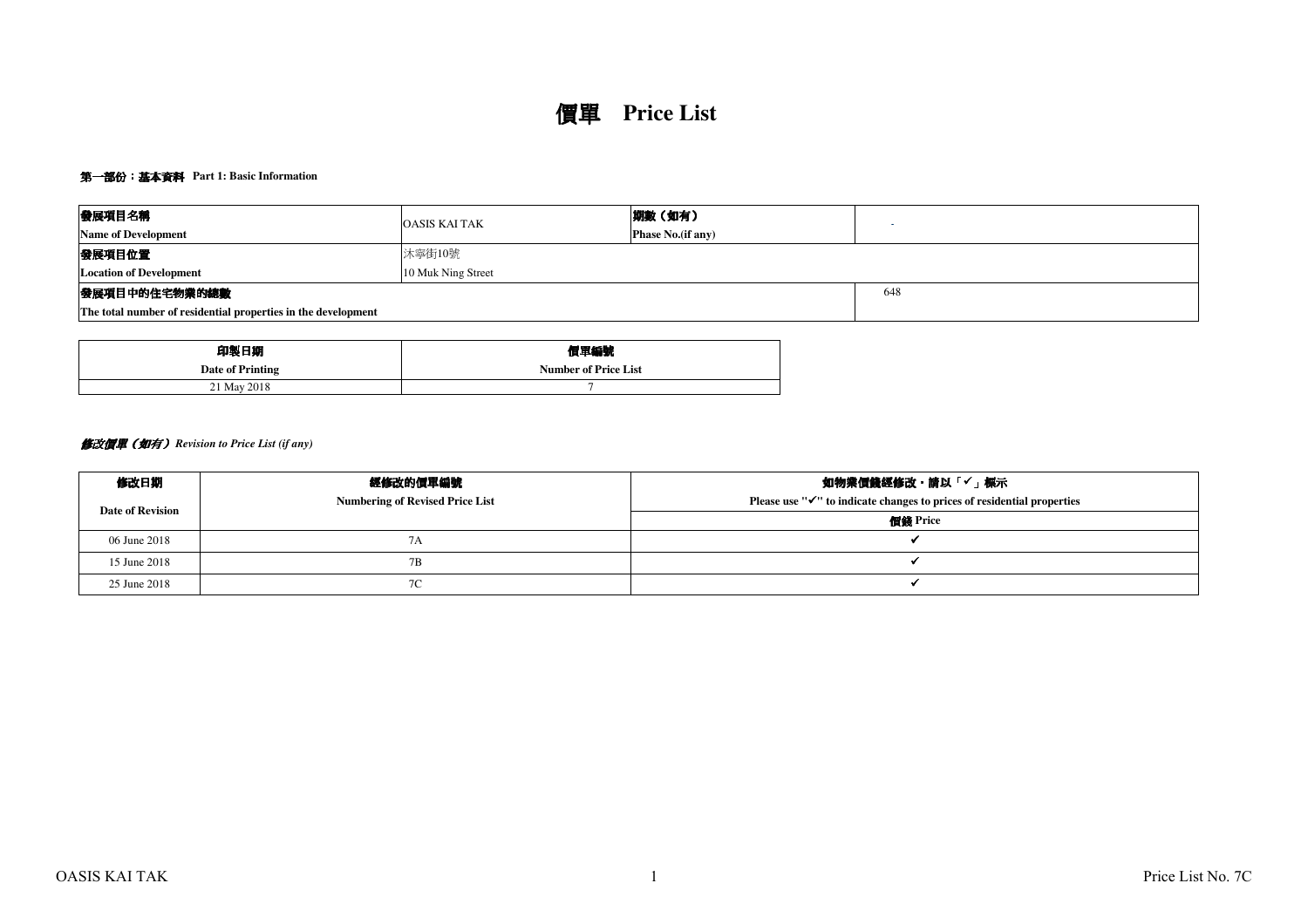# 價單 Price List

## 第一部份：基本資料 Part 1: Basic Information

| 發展項目名稱<br>Name of Development | OASIS KAI TAK | 期數（如有）<br>Phase No.(if any) | - |
|---|---|---|---|
| 發展項目位置<br>Location of Development | 沐寧街10號<br>10 Muk Ning Street | | |
| 發展項目中的住宅物業的總數<br>The total number of residential properties in the development | | | 648 |

| 印製日期<br>Date of Printing | 價單編號<br>Number of Price List |
|---|---|
| 21 May 2018 | 7 |

### *修改價單（如有） Revision to Price List (if any)*

| 修改日期<br>Date of Revision | 經修改的價單編號<br>Numbering of Revised Price List | 如物業價錢經修改，請以「✔」標示<br>Please use "✔" to indicate changes to prices of residential properties |
|---|---|---|
| | | 價錢 Price |
| 06 June 2018 | 7A | ✔ |
| 15 June 2018 | 7B | ✔ |
| 25 June 2018 | 7C | ✔ |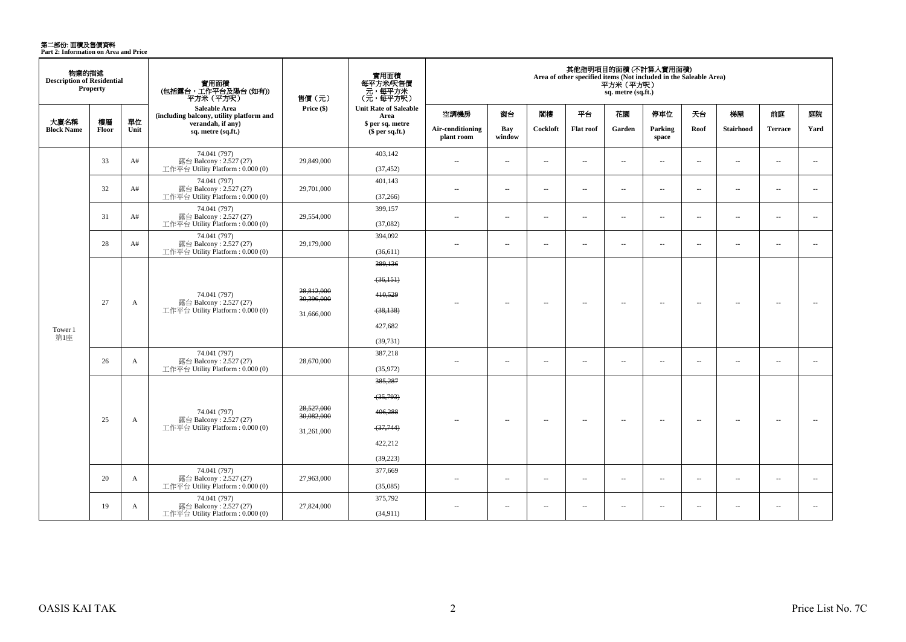**第二部份: 面積及售價資料**
**Part 2: Information on Area and Price**

| 物業的描述 Description of Residential Property | | | 實用面積 (包括露台，工作平台及陽台 (如有)) 平方米（平方呎） Saleable Area (including balcony, utility platform and verandah, if any) sq. metre (sq.ft.) | 售價（元） Price ($) | 實用面積 每平方米/呎售價 元，每平方米 （元，每平方呎） Unit Rate of Saleable Area $ per sq. metre ($ per sq.ft.) | 其他指明項目的面積 (不計算入實用面積) Area of other specified items (Not included in the Saleable Area) 平方米（平方呎） sq. metre (sq.ft.) | | | | | | | | | |
|---|---|---|---|---|---|---|---|---|---|---|---|---|---|---|---|
| 大廈名稱 Block Name | 樓層 Floor | 單位 Unit | | | | 空調機房 Air-conditioning plant room | 窗台 Bay window | 閣樓 Cockloft | 平台 Flat roof | 花園 Garden | 停車位 Parking space | 天台 Roof | 梯屋 Stairhood | 前庭 Terrace | 庭院 Yard |
| Tower 1 第1座 | 33 | A# | 74.041 (797) 露台 Balcony : 2.527 (27) 工作平台 Utility Platform : 0.000 (0) | 29,849,000 | 403,142 (37,452) | -- | -- | -- | -- | -- | -- | -- | -- | -- | -- |
| | 32 | A# | 74.041 (797) 露台 Balcony : 2.527 (27) 工作平台 Utility Platform : 0.000 (0) | 29,701,000 | 401,143 (37,266) | -- | -- | -- | -- | -- | -- | -- | -- | -- | -- |
| | 31 | A# | 74.041 (797) 露台 Balcony : 2.527 (27) 工作平台 Utility Platform : 0.000 (0) | 29,554,000 | 399,157 (37,082) | -- | -- | -- | -- | -- | -- | -- | -- | -- | -- |
| | 28 | A# | 74.041 (797) 露台 Balcony : 2.527 (27) 工作平台 Utility Platform : 0.000 (0) | 29,179,000 | 394,092 (36,611) | -- | -- | -- | -- | -- | -- | -- | -- | -- | -- |
| | 27 | A | 74.041 (797) 露台 Balcony : 2.527 (27) 工作平台 Utility Platform : 0.000 (0) | ~~28,812,000~~ ~~30,396,000~~ 31,666,000 | ~~389,136~~ ~~(36,151)~~ ~~410,529~~ ~~(38,138)~~ 427,682 (39,731) | -- | -- | -- | -- | -- | -- | -- | -- | -- | -- |
| | 26 | A | 74.041 (797) 露台 Balcony : 2.527 (27) 工作平台 Utility Platform : 0.000 (0) | 28,670,000 | 387,218 (35,972) | -- | -- | -- | -- | -- | -- | -- | -- | -- | -- |
| | 25 | A | 74.041 (797) 露台 Balcony : 2.527 (27) 工作平台 Utility Platform : 0.000 (0) | ~~28,527,000~~ ~~30,082,000~~ 31,261,000 | ~~385,287~~ ~~(35,793)~~ ~~406,288~~ ~~(37,744)~~ 422,212 (39,223) | -- | -- | -- | -- | -- | -- | -- | -- | -- | -- |
| | 20 | A | 74.041 (797) 露台 Balcony : 2.527 (27) 工作平台 Utility Platform : 0.000 (0) | 27,963,000 | 377,669 (35,085) | -- | -- | -- | -- | -- | -- | -- | -- | -- | -- |
| | 19 | A | 74.041 (797) 露台 Balcony : 2.527 (27) 工作平台 Utility Platform : 0.000 (0) | 27,824,000 | 375,792 (34,911) | -- | -- | -- | -- | -- | -- | -- | -- | -- | -- |

OASIS KAI TAK

Price List No. 7C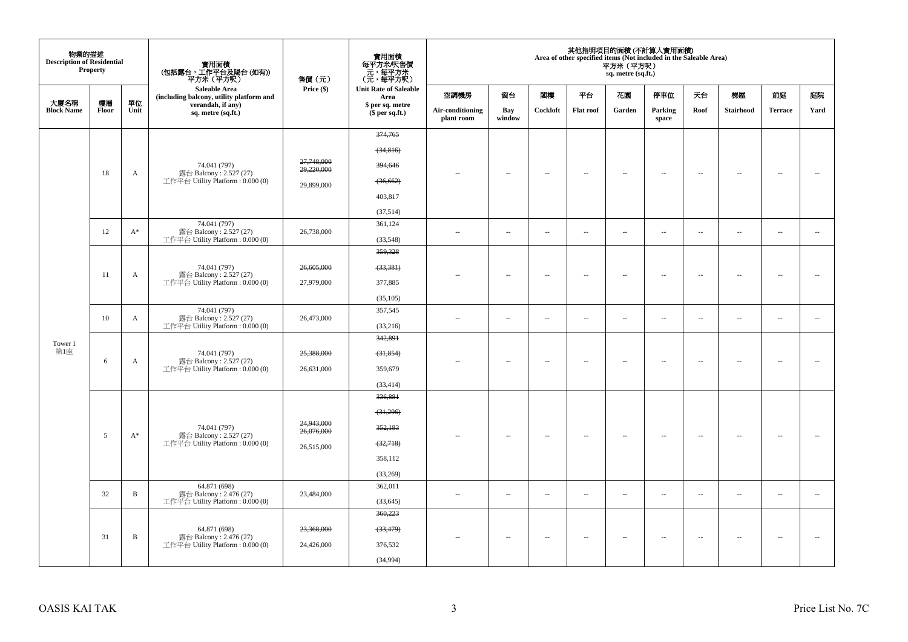| 物業的描述 Description of Residential Property | | | 實用面積 (包括露台，工作平台及陽台 (如有)) 平方米（平方呎） Saleable Area (including balcony, utility platform and verandah, if any) sq. metre (sq.ft.) | 售價（元） Price ($) | 實用面積 每平方米/呎售價 元，每平方米 (元，每平方呎) Unit Rate of Saleable Area $ per sq. metre ($ per sq.ft.) | 其他指明項目的面積 (不計算入實用面積) Area of other specified items (Not included in the Saleable Area) 平方米（平方呎） sq. metre (sq.ft.) | | | | | | | | | |
|---|---|---|---|---|---|---|---|---|---|---|---|---|---|---|---|
| 大廈名稱 Block Name | 樓層 Floor | 單位 Unit | | | | 空調機房 Air-conditioning plant room | 窗台 Bay window | 閣樓 Cockloft | 平台 Flat roof | 花園 Garden | 停車位 Parking space | 天台 Roof | 梯屋 Stairhood | 前庭 Terrace | 庭院 Yard |
| Tower 1 第1座 | 18 | A | 74.041 (797) 露台 Balcony : 2.527 (27) 工作平台 Utility Platform : 0.000 (0) | ~~27,748,000~~ ~~29,220,000~~ 29,899,000 | ~~374,765~~ ~~(34,816)~~ ~~394,646~~ ~~(36,662)~~ 403,817 (37,514) | -- | -- | -- | -- | -- | -- | -- | -- | -- | -- |
| | 12 | A* | 74.041 (797) 露台 Balcony : 2.527 (27) 工作平台 Utility Platform : 0.000 (0) | 26,738,000 | 361,124 (33,548) | -- | -- | -- | -- | -- | -- | -- | -- | -- | -- |
| | 11 | A | 74.041 (797) 露台 Balcony : 2.527 (27) 工作平台 Utility Platform : 0.000 (0) | ~~26,605,000~~ 27,979,000 | ~~359,328~~ ~~(33,381)~~ 377,885 (35,105) | -- | -- | -- | -- | -- | -- | -- | -- | -- | -- |
| | 10 | A | 74.041 (797) 露台 Balcony : 2.527 (27) 工作平台 Utility Platform : 0.000 (0) | 26,473,000 | 357,545 (33,216) | -- | -- | -- | -- | -- | -- | -- | -- | -- | -- |
| | 6 | A | 74.041 (797) 露台 Balcony : 2.527 (27) 工作平台 Utility Platform : 0.000 (0) | ~~25,388,000~~ 26,631,000 | ~~342,891~~ ~~(31,854)~~ 359,679 (33,414) | -- | -- | -- | -- | -- | -- | -- | -- | -- | -- |
| | 5 | A* | 74.041 (797) 露台 Balcony : 2.527 (27) 工作平台 Utility Platform : 0.000 (0) | ~~24,943,000~~ ~~26,076,000~~ 26,515,000 | ~~336,881~~ ~~(31,296)~~ ~~352,183~~ ~~(32,718)~~ 358,112 (33,269) | -- | -- | -- | -- | -- | -- | -- | -- | -- | -- |
| | 32 | B | 64.871 (698) 露台 Balcony : 2.476 (27) 工作平台 Utility Platform : 0.000 (0) | 23,484,000 | 362,011 (33,645) | -- | -- | -- | -- | -- | -- | -- | -- | -- | -- |
| | 31 | B | 64.871 (698) 露台 Balcony : 2.476 (27) 工作平台 Utility Platform : 0.000 (0) | ~~23,368,000~~ 24,426,000 | ~~360,223~~ ~~(33,479)~~ 376,532 (34,994) | -- | -- | -- | -- | -- | -- | -- | -- | -- | -- |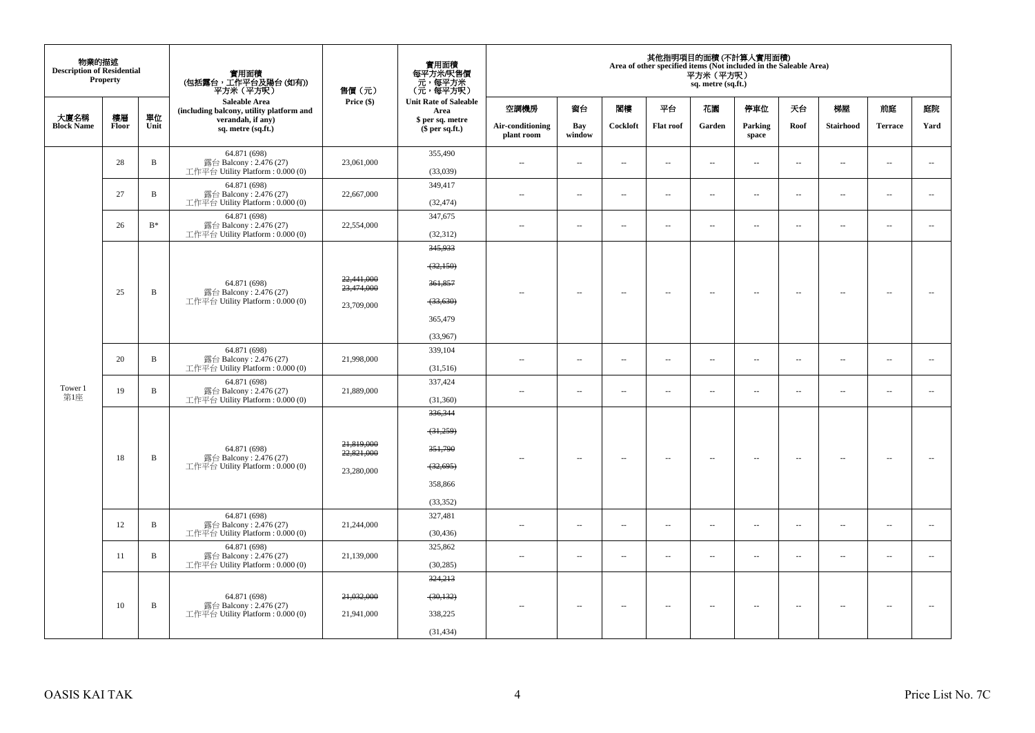| 物業的描述 Description of Residential Property | | | 實用面積 (包括露台，工作平台及陽台 (如有)) 平方米（平方呎） Saleable Area (including balcony, utility platform and verandah, if any) sq. metre (sq.ft.) | 售價（元） Price ($) | 實用面積 每平方米/呎售價 元，每平方米 (元，每平方呎) Unit Rate of Saleable Area $ per sq. metre ($ per sq.ft.) | 其他指明項目的面積 (不計算入實用面積) Area of other specified items (Not included in the Saleable Area) 平方米（平方呎） sq. metre (sq.ft.) | | | | | | | | | |
|---|---|---|---|---|---|---|---|---|---|---|---|---|---|---|---|
| 大廈名稱 Block Name | 樓層 Floor | 單位 Unit | | | | 空調機房 Air-conditioning plant room | 窗台 Bay window | 閣樓 Cockloft | 平台 Flat roof | 花園 Garden | 停車位 Parking space | 天台 Roof | 梯屋 Stairhood | 前庭 Terrace | 庭院 Yard |
| Tower 1 第1座 | 28 | B | 64.871 (698) 露台 Balcony : 2.476 (27) 工作平台 Utility Platform : 0.000 (0) | 23,061,000 | 355,490 (33,039) | -- | -- | -- | -- | -- | -- | -- | -- | -- | -- |
| | 27 | B | 64.871 (698) 露台 Balcony : 2.476 (27) 工作平台 Utility Platform : 0.000 (0) | 22,667,000 | 349,417 (32,474) | -- | -- | -- | -- | -- | -- | -- | -- | -- | -- |
| | 26 | B* | 64.871 (698) 露台 Balcony : 2.476 (27) 工作平台 Utility Platform : 0.000 (0) | 22,554,000 | 347,675 (32,312) | -- | -- | -- | -- | -- | -- | -- | -- | -- | -- |
| | 25 | B | 64.871 (698) 露台 Balcony : 2.476 (27) 工作平台 Utility Platform : 0.000 (0) | ~~22,441,000~~ ~~23,474,000~~ 23,709,000 | ~~345,933~~ ~~(32,150)~~ ~~361,857~~ ~~(33,630)~~ 365,479 (33,967) | -- | -- | -- | -- | -- | -- | -- | -- | -- | -- |
| | 20 | B | 64.871 (698) 露台 Balcony : 2.476 (27) 工作平台 Utility Platform : 0.000 (0) | 21,998,000 | 339,104 (31,516) | -- | -- | -- | -- | -- | -- | -- | -- | -- | -- |
| | 19 | B | 64.871 (698) 露台 Balcony : 2.476 (27) 工作平台 Utility Platform : 0.000 (0) | 21,889,000 | 337,424 (31,360) | -- | -- | -- | -- | -- | -- | -- | -- | -- | -- |
| | 18 | B | 64.871 (698) 露台 Balcony : 2.476 (27) 工作平台 Utility Platform : 0.000 (0) | ~~21,819,000~~ ~~22,821,000~~ 23,280,000 | ~~336,344~~ ~~(31,259)~~ ~~351,790~~ ~~(32,695)~~ 358,866 (33,352) | -- | -- | -- | -- | -- | -- | -- | -- | -- | -- |
| | 12 | B | 64.871 (698) 露台 Balcony : 2.476 (27) 工作平台 Utility Platform : 0.000 (0) | 21,244,000 | 327,481 (30,436) | -- | -- | -- | -- | -- | -- | -- | -- | -- | -- |
| | 11 | B | 64.871 (698) 露台 Balcony : 2.476 (27) 工作平台 Utility Platform : 0.000 (0) | 21,139,000 | 325,862 (30,285) | -- | -- | -- | -- | -- | -- | -- | -- | -- | -- |
| | 10 | B | 64.871 (698) 露台 Balcony : 2.476 (27) 工作平台 Utility Platform : 0.000 (0) | ~~21,032,000~~ 21,941,000 | ~~324,213~~ ~~(30,132)~~ 338,225 (31,434) | -- | -- | -- | -- | -- | -- | -- | -- | -- | -- |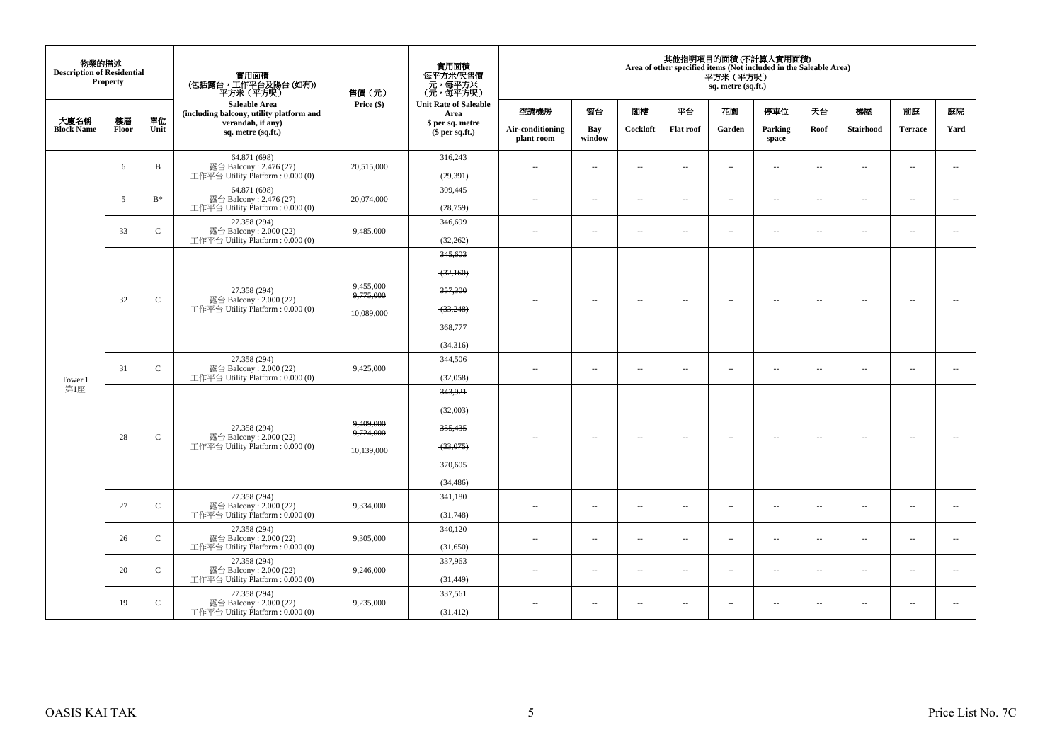| 物業的描述 Description of Residential Property | | | 實用面積 (包括露台，工作平台及陽台 (如有)) 平方米（平方呎） Saleable Area (including balcony, utility platform and verandah, if any) sq. metre (sq.ft.) | 售價（元） Price ($) | 實用面積 每平方米/呎售價 元，每平方米 (元，每平方呎) Unit Rate of Saleable Area $ per sq. metre ($ per sq.ft.) | 其他指明項目的面積 (不計算入實用面積) Area of other specified items (Not included in the Saleable Area) 平方米（平方呎） sq. metre (sq.ft.) | | | | | | | | | |
|---|---|---|---|---|---|---|---|---|---|---|---|---|---|---|---|
| 大廈名稱 Block Name | 樓層 Floor | 單位 Unit | | | | 空調機房 Air-conditioning plant room | 窗台 Bay window | 閣樓 Cockloft | 平台 Flat roof | 花園 Garden | 停車位 Parking space | 天台 Roof | 梯屋 Stairhood | 前庭 Terrace | 庭院 Yard |
| Tower 1 第1座 | 6 | B | 64.871 (698) 露台 Balcony : 2.476 (27) 工作平台 Utility Platform : 0.000 (0) | 20,515,000 | 316,243 (29,391) | -- | -- | -- | -- | -- | -- | -- | -- | -- | -- |
| | 5 | B* | 64.871 (698) 露台 Balcony : 2.476 (27) 工作平台 Utility Platform : 0.000 (0) | 20,074,000 | 309,445 (28,759) | -- | -- | -- | -- | -- | -- | -- | -- | -- | -- |
| | 33 | C | 27.358 (294) 露台 Balcony : 2.000 (22) 工作平台 Utility Platform : 0.000 (0) | 9,485,000 | 346,699 (32,262) | -- | -- | -- | -- | -- | -- | -- | -- | -- | -- |
| | 32 | C | 27.358 (294) 露台 Balcony : 2.000 (22) 工作平台 Utility Platform : 0.000 (0) | ~~9,455,000~~ ~~9,775,000~~ 10,089,000 | ~~345,603~~ ~~(32,160)~~ ~~357,300~~ ~~(33,248)~~ 368,777 (34,316) | -- | -- | -- | -- | -- | -- | -- | -- | -- | -- |
| | 31 | C | 27.358 (294) 露台 Balcony : 2.000 (22) 工作平台 Utility Platform : 0.000 (0) | 9,425,000 | 344,506 (32,058) | -- | -- | -- | -- | -- | -- | -- | -- | -- | -- |
| | 28 | C | 27.358 (294) 露台 Balcony : 2.000 (22) 工作平台 Utility Platform : 0.000 (0) | ~~9,409,000~~ ~~9,724,000~~ 10,139,000 | ~~343,921~~ ~~(32,003)~~ ~~355,435~~ ~~(33,075)~~ 370,605 (34,486) | -- | -- | -- | -- | -- | -- | -- | -- | -- | -- |
| | 27 | C | 27.358 (294) 露台 Balcony : 2.000 (22) 工作平台 Utility Platform : 0.000 (0) | 9,334,000 | 341,180 (31,748) | -- | -- | -- | -- | -- | -- | -- | -- | -- | -- |
| | 26 | C | 27.358 (294) 露台 Balcony : 2.000 (22) 工作平台 Utility Platform : 0.000 (0) | 9,305,000 | 340,120 (31,650) | -- | -- | -- | -- | -- | -- | -- | -- | -- | -- |
| | 20 | C | 27.358 (294) 露台 Balcony : 2.000 (22) 工作平台 Utility Platform : 0.000 (0) | 9,246,000 | 337,963 (31,449) | -- | -- | -- | -- | -- | -- | -- | -- | -- | -- |
| | 19 | C | 27.358 (294) 露台 Balcony : 2.000 (22) 工作平台 Utility Platform : 0.000 (0) | 9,235,000 | 337,561 (31,412) | -- | -- | -- | -- | -- | -- | -- | -- | -- | -- |

OASIS KAI TAK

Price List No. 7C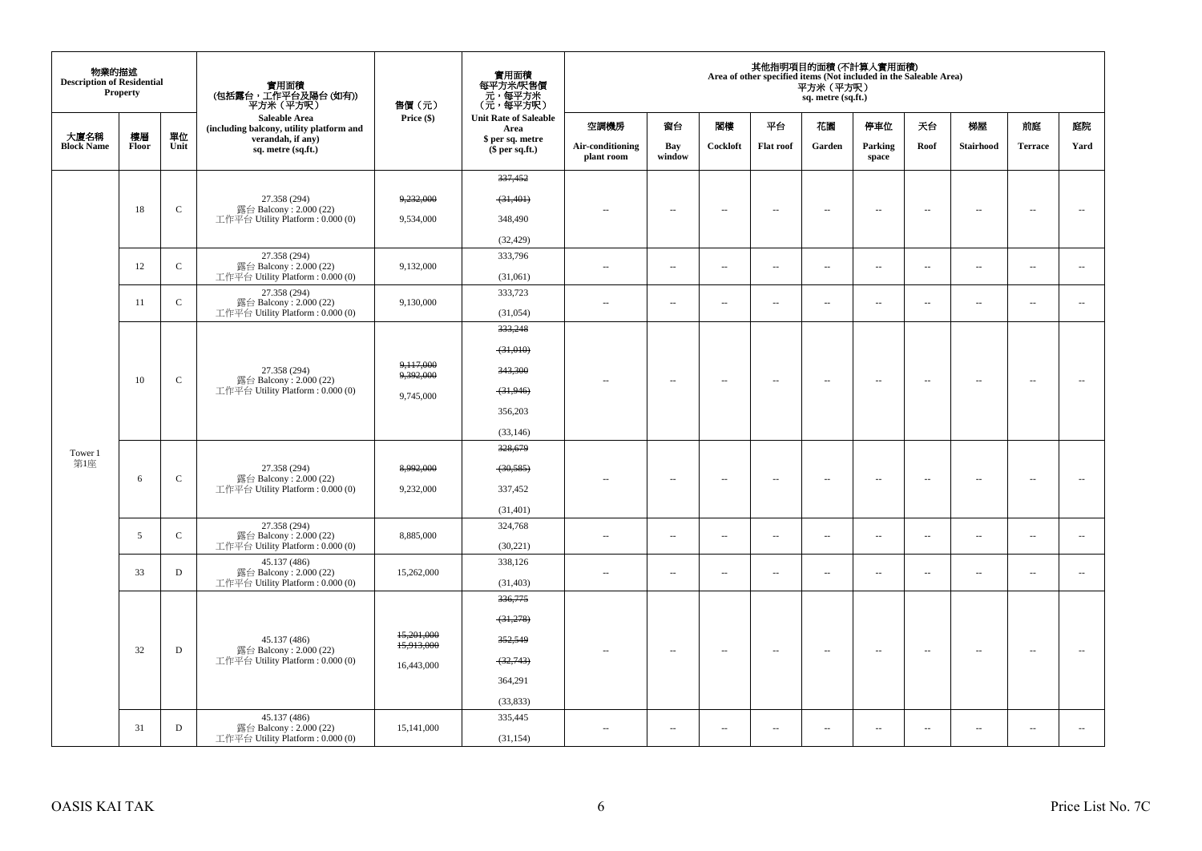| 物業的描述 Description of Residential Property | | | 實用面積 (包括露台，工作平台及陽台 (如有)) 平方米（平方呎） Saleable Area (including balcony, utility platform and verandah, if any) sq. metre (sq.ft.) | 售價（元） Price ($) | 實用面積 每平方米/呎售價 元，每平方米 (元，每平方呎) Unit Rate of Saleable Area $ per sq. metre ($ per sq.ft.) | 其他指明項目的面積 (不計算入實用面積) Area of other specified items (Not included in the Saleable Area) 平方米（平方呎） sq. metre (sq.ft.) | | | | | | | | | |
|---|---|---|---|---|---|---|---|---|---|---|---|---|---|---|---|
| 大廈名稱 Block Name | 樓層 Floor | 單位 Unit | | | | 空調機房 Air-conditioning plant room | 窗台 Bay window | 閣樓 Cockloft | 平台 Flat roof | 花園 Garden | 停車位 Parking space | 天台 Roof | 梯屋 Stairhood | 前庭 Terrace | 庭院 Yard |
| Tower 1 第1座 | 18 | C | 27.358 (294) 露台 Balcony : 2.000 (22) 工作平台 Utility Platform : 0.000 (0) | ~~9,232,000~~ 9,534,000 | ~~337,452~~ ~~(31,401)~~ 348,490 (32,429) | -- | -- | -- | -- | -- | -- | -- | -- | -- | -- |
| | 12 | C | 27.358 (294) 露台 Balcony : 2.000 (22) 工作平台 Utility Platform : 0.000 (0) | 9,132,000 | 333,796 (31,061) | -- | -- | -- | -- | -- | -- | -- | -- | -- | -- |
| | 11 | C | 27.358 (294) 露台 Balcony : 2.000 (22) 工作平台 Utility Platform : 0.000 (0) | 9,130,000 | 333,723 (31,054) | -- | -- | -- | -- | -- | -- | -- | -- | -- | -- |
| | 10 | C | 27.358 (294) 露台 Balcony : 2.000 (22) 工作平台 Utility Platform : 0.000 (0) | ~~9,117,000~~ ~~9,392,000~~ 9,745,000 | ~~333,248~~ ~~(31,010)~~ ~~343,300~~ ~~(31,946)~~ 356,203 (33,146) | -- | -- | -- | -- | -- | -- | -- | -- | -- | -- |
| | 6 | C | 27.358 (294) 露台 Balcony : 2.000 (22) 工作平台 Utility Platform : 0.000 (0) | ~~8,992,000~~ 9,232,000 | ~~328,679~~ ~~(30,585)~~ 337,452 (31,401) | -- | -- | -- | -- | -- | -- | -- | -- | -- | -- |
| | 5 | C | 27.358 (294) 露台 Balcony : 2.000 (22) 工作平台 Utility Platform : 0.000 (0) | 8,885,000 | 324,768 (30,221) | -- | -- | -- | -- | -- | -- | -- | -- | -- | -- |
| | 33 | D | 45.137 (486) 露台 Balcony : 2.000 (22) 工作平台 Utility Platform : 0.000 (0) | 15,262,000 | 338,126 (31,403) | -- | -- | -- | -- | -- | -- | -- | -- | -- | -- |
| | 32 | D | 45.137 (486) 露台 Balcony : 2.000 (22) 工作平台 Utility Platform : 0.000 (0) | ~~15,201,000~~ ~~15,913,000~~ 16,443,000 | ~~336,775~~ ~~(31,278)~~ ~~352,549~~ ~~(32,743)~~ 364,291 (33,833) | -- | -- | -- | -- | -- | -- | -- | -- | -- | -- |
| | 31 | D | 45.137 (486) 露台 Balcony : 2.000 (22) 工作平台 Utility Platform : 0.000 (0) | 15,141,000 | 335,445 (31,154) | -- | -- | -- | -- | -- | -- | -- | -- | -- | -- |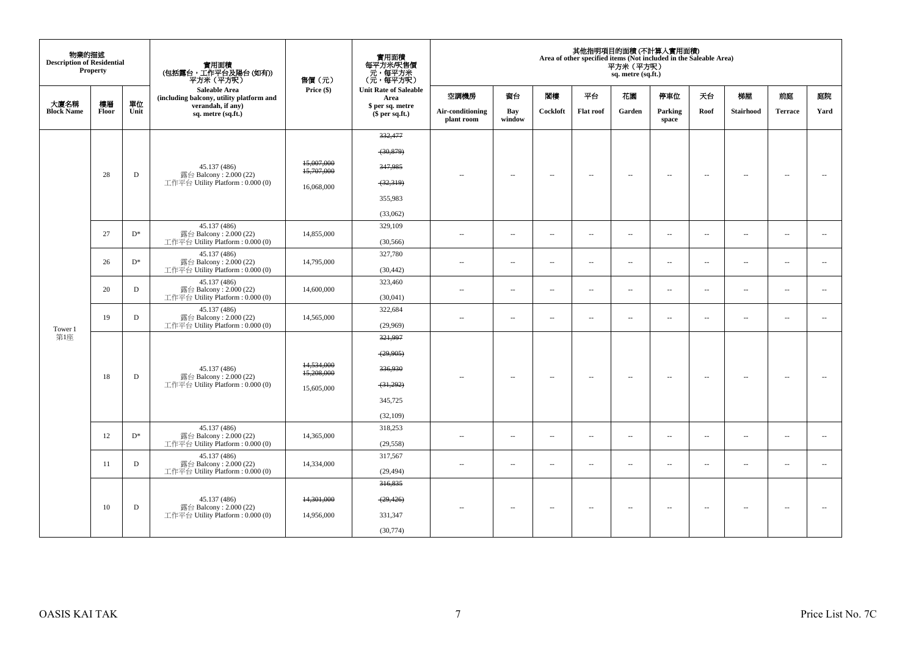| 物業的描述 Description of Residential Property | | | 實用面積 (包括露台，工作平台及陽台 (如有)) 平方米 (平方呎) Saleable Area (including balcony, utility platform and verandah, if any) sq. metre (sq.ft.) | 售價 (元) Price ($) | 實用面積 每平方米/呎售價 元，每平方米 (元，每平方呎) Unit Rate of Saleable Area $ per sq. metre ($ per sq.ft.) | 其他指明項目的面積 (不計算入實用面積) Area of other specified items (Not included in the Saleable Area) 平方米 (平方呎) sq. metre (sq.ft.) | | | | | | | | | |
|---|---|---|---|---|---|---|---|---|---|---|---|---|---|---|---|
| 大廈名稱 Block Name | 樓層 Floor | 單位 Unit | | | | 空調機房 Air-conditioning plant room | 窗台 Bay window | 閣樓 Cockloft | 平台 Flat roof | 花園 Garden | 停車位 Parking space | 天台 Roof | 梯屋 Stairhood | 前庭 Terrace | 庭院 Yard |
| Tower 1 第1座 | 28 | D | 45.137 (486) 露台 Balcony : 2.000 (22) 工作平台 Utility Platform : 0.000 (0) | ~~15,007,000~~ ~~15,707,000~~ 16,068,000 | ~~332,477~~ ~~(30,879)~~ ~~347,985~~ ~~(32,319)~~ 355,983 (33,062) | -- | -- | -- | -- | -- | -- | -- | -- | -- | -- |
| | 27 | D* | 45.137 (486) 露台 Balcony : 2.000 (22) 工作平台 Utility Platform : 0.000 (0) | 14,855,000 | 329,109 (30,566) | -- | -- | -- | -- | -- | -- | -- | -- | -- | -- |
| | 26 | D* | 45.137 (486) 露台 Balcony : 2.000 (22) 工作平台 Utility Platform : 0.000 (0) | 14,795,000 | 327,780 (30,442) | -- | -- | -- | -- | -- | -- | -- | -- | -- | -- |
| | 20 | D | 45.137 (486) 露台 Balcony : 2.000 (22) 工作平台 Utility Platform : 0.000 (0) | 14,600,000 | 323,460 (30,041) | -- | -- | -- | -- | -- | -- | -- | -- | -- | -- |
| | 19 | D | 45.137 (486) 露台 Balcony : 2.000 (22) 工作平台 Utility Platform : 0.000 (0) | 14,565,000 | 322,684 (29,969) | -- | -- | -- | -- | -- | -- | -- | -- | -- | -- |
| | 18 | D | 45.137 (486) 露台 Balcony : 2.000 (22) 工作平台 Utility Platform : 0.000 (0) | ~~14,534,000~~ ~~15,208,000~~ 15,605,000 | ~~321,997~~ ~~(29,905)~~ ~~336,930~~ ~~(31,292)~~ 345,725 (32,109) | -- | -- | -- | -- | -- | -- | -- | -- | -- | -- |
| | 12 | D* | 45.137 (486) 露台 Balcony : 2.000 (22) 工作平台 Utility Platform : 0.000 (0) | 14,365,000 | 318,253 (29,558) | -- | -- | -- | -- | -- | -- | -- | -- | -- | -- |
| | 11 | D | 45.137 (486) 露台 Balcony : 2.000 (22) 工作平台 Utility Platform : 0.000 (0) | 14,334,000 | 317,567 (29,494) | -- | -- | -- | -- | -- | -- | -- | -- | -- | -- |
| | 10 | D | 45.137 (486) 露台 Balcony : 2.000 (22) 工作平台 Utility Platform : 0.000 (0) | ~~14,301,000~~ 14,956,000 | ~~316,835~~ ~~(29,426)~~ 331,347 (30,774) | -- | -- | -- | -- | -- | -- | -- | -- | -- | -- |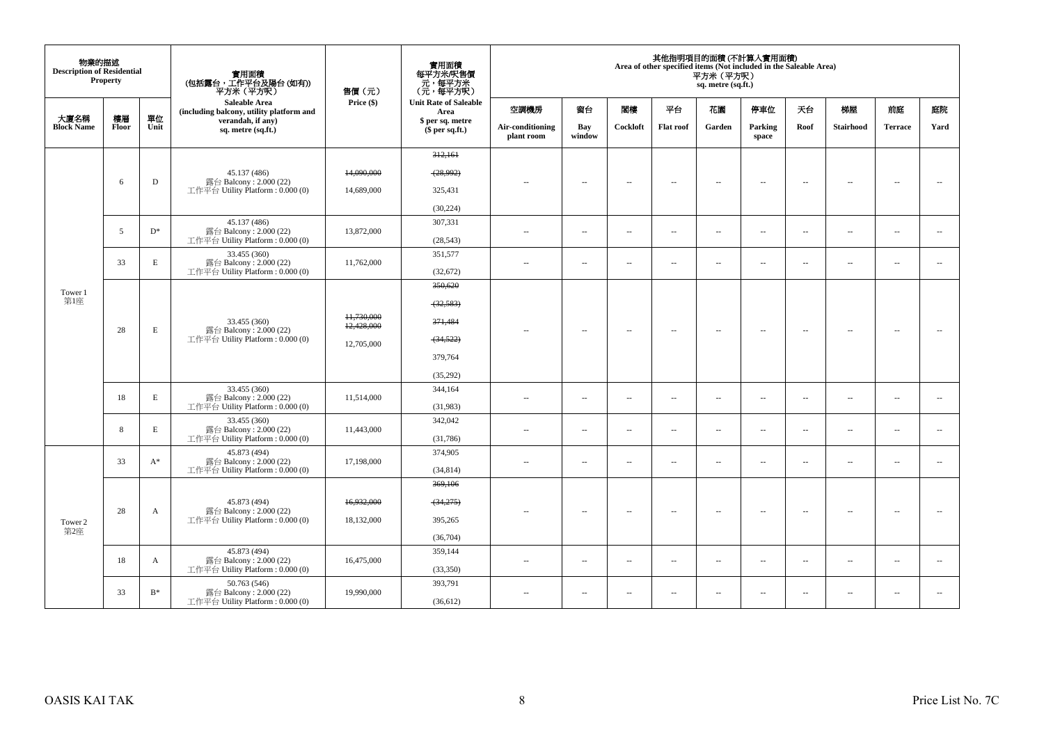| 物業的描述 Description of Residential Property | | | 實用面積 (包括露台，工作平台及陽台 (如有)) 平方米（平方呎） Saleable Area (including balcony, utility platform and verandah, if any) sq. metre (sq.ft.) | 售價（元） Price ($) | 實用面積 每平方米/呎售價 元，每平方米 (元，每平方呎) Unit Rate of Saleable Area $ per sq. metre ($ per sq.ft.) | 其他指明項目的面積 (不計算入實用面積) Area of other specified items (Not included in the Saleable Area) 平方米（平方呎） sq. metre (sq.ft.) | | | | | | | | | |
|---|---|---|---|---|---|---|---|---|---|---|---|---|---|---|---|
| 大廈名稱 Block Name | 樓層 Floor | 單位 Unit | | | | 空調機房 Air-conditioning plant room | 窗台 Bay window | 閣樓 Cockloft | 平台 Flat roof | 花園 Garden | 停車位 Parking space | 天台 Roof | 梯屋 Stairhood | 前庭 Terrace | 庭院 Yard |
| Tower 1 第1座 | 6 | D | 45.137 (486) 露台 Balcony : 2.000 (22) 工作平台 Utility Platform : 0.000 (0) | ~~14,090,000~~ 14,689,000 | ~~312,161~~ ~~(28,992)~~ 325,431 (30,224) | -- | -- | -- | -- | -- | -- | -- | -- | -- | -- |
| | 5 | D* | 45.137 (486) 露台 Balcony : 2.000 (22) 工作平台 Utility Platform : 0.000 (0) | 13,872,000 | 307,331 (28,543) | -- | -- | -- | -- | -- | -- | -- | -- | -- | -- |
| | 33 | E | 33.455 (360) 露台 Balcony : 2.000 (22) 工作平台 Utility Platform : 0.000 (0) | 11,762,000 | 351,577 (32,672) | -- | -- | -- | -- | -- | -- | -- | -- | -- | -- |
| | 28 | E | 33.455 (360) 露台 Balcony : 2.000 (22) 工作平台 Utility Platform : 0.000 (0) | ~~11,730,000~~ ~~12,428,000~~ 12,705,000 | ~~350,620~~ ~~(32,583)~~ ~~371,484~~ ~~(34,522)~~ 379,764 (35,292) | -- | -- | -- | -- | -- | -- | -- | -- | -- | -- |
| | 18 | E | 33.455 (360) 露台 Balcony : 2.000 (22) 工作平台 Utility Platform : 0.000 (0) | 11,514,000 | 344,164 (31,983) | -- | -- | -- | -- | -- | -- | -- | -- | -- | -- |
| | 8 | E | 33.455 (360) 露台 Balcony : 2.000 (22) 工作平台 Utility Platform : 0.000 (0) | 11,443,000 | 342,042 (31,786) | -- | -- | -- | -- | -- | -- | -- | -- | -- | -- |
| Tower 2 第2座 | 33 | A* | 45.873 (494) 露台 Balcony : 2.000 (22) 工作平台 Utility Platform : 0.000 (0) | 17,198,000 | 374,905 (34,814) | -- | -- | -- | -- | -- | -- | -- | -- | -- | -- |
| | 28 | A | 45.873 (494) 露台 Balcony : 2.000 (22) 工作平台 Utility Platform : 0.000 (0) | ~~16,932,000~~ 18,132,000 | ~~369,106~~ ~~(34,275)~~ 395,265 (36,704) | -- | -- | -- | -- | -- | -- | -- | -- | -- | -- |
| | 18 | A | 45.873 (494) 露台 Balcony : 2.000 (22) 工作平台 Utility Platform : 0.000 (0) | 16,475,000 | 359,144 (33,350) | -- | -- | -- | -- | -- | -- | -- | -- | -- | -- |
| | 33 | B* | 50.763 (546) 露台 Balcony : 2.000 (22) 工作平台 Utility Platform : 0.000 (0) | 19,990,000 | 393,791 (36,612) | -- | -- | -- | -- | -- | -- | -- | -- | -- | -- |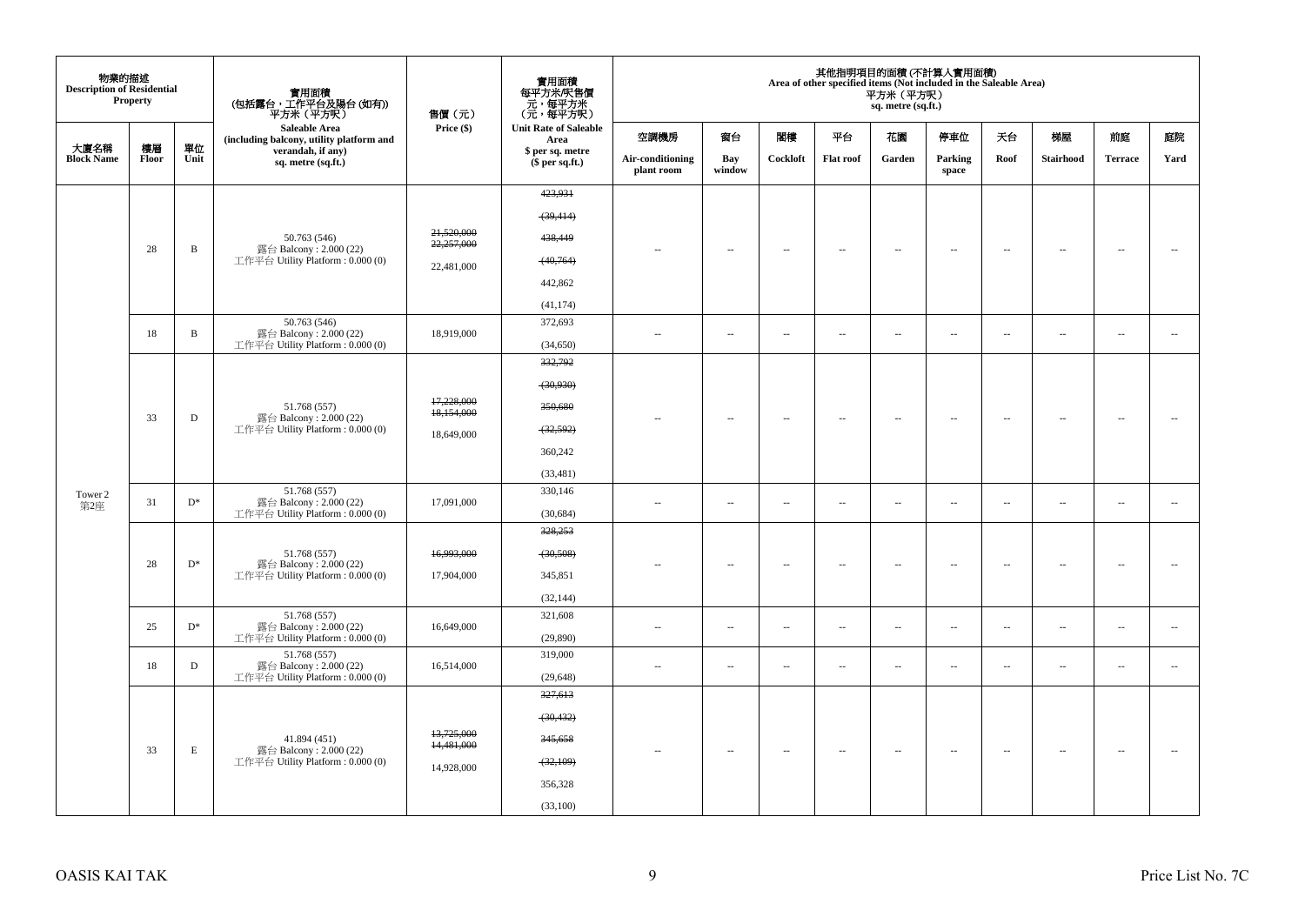| 物業的描述 Description of Residential Property | | | 實用面積 (包括露台，工作平台及陽台 (如有)) 平方米（平方呎） Saleable Area (including balcony, utility platform and verandah, if any) sq. metre (sq.ft.) | 售價（元） Price ($) | 實用面積 每平方米/呎售價 元，每平方米 (元，每平方呎) Unit Rate of Saleable Area $ per sq. metre ($ per sq.ft.) | 其他指明項目的面積 (不計算入實用面積) Area of other specified items (Not included in the Saleable Area) 平方米（平方呎） sq. metre (sq.ft.) | | | | | | | | | |
|---|---|---|---|---|---|---|---|---|---|---|---|---|---|---|---|
| 大廈名稱 Block Name | 樓層 Floor | 單位 Unit | | | | 空調機房 Air-conditioning plant room | 窗台 Bay window | 閣樓 Cockloft | 平台 Flat roof | 花園 Garden | 停車位 Parking space | 天台 Roof | 梯屋 Stairhood | 前庭 Terrace | 庭院 Yard |
| Tower 2 第2座 | 28 | B | 50.763 (546) 露台 Balcony : 2.000 (22) 工作平台 Utility Platform : 0.000 (0) | ~~21,520,000~~ ~~22,257,000~~ 22,481,000 | ~~423,931~~ ~~(39,414)~~ ~~438,449~~ ~~(40,764)~~ 442,862 (41,174) | -- | -- | -- | -- | -- | -- | -- | -- | -- | -- |
| | 18 | B | 50.763 (546) 露台 Balcony : 2.000 (22) 工作平台 Utility Platform : 0.000 (0) | 18,919,000 | 372,693 (34,650) | -- | -- | -- | -- | -- | -- | -- | -- | -- | -- |
| | 33 | D | 51.768 (557) 露台 Balcony : 2.000 (22) 工作平台 Utility Platform : 0.000 (0) | ~~17,228,000~~ ~~18,154,000~~ 18,649,000 | ~~332,792~~ ~~(30,930)~~ ~~350,680~~ ~~(32,592)~~ 360,242 (33,481) | -- | -- | -- | -- | -- | -- | -- | -- | -- | -- |
| | 31 | D* | 51.768 (557) 露台 Balcony : 2.000 (22) 工作平台 Utility Platform : 0.000 (0) | 17,091,000 | 330,146 (30,684) | -- | -- | -- | -- | -- | -- | -- | -- | -- | -- |
| | 28 | D* | 51.768 (557) 露台 Balcony : 2.000 (22) 工作平台 Utility Platform : 0.000 (0) | ~~16,993,000~~ 17,904,000 | ~~328,253~~ ~~(30,508)~~ 345,851 (32,144) | -- | -- | -- | -- | -- | -- | -- | -- | -- | -- |
| | 25 | D* | 51.768 (557) 露台 Balcony : 2.000 (22) 工作平台 Utility Platform : 0.000 (0) | 16,649,000 | 321,608 (29,890) | -- | -- | -- | -- | -- | -- | -- | -- | -- | -- |
| | 18 | D | 51.768 (557) 露台 Balcony : 2.000 (22) 工作平台 Utility Platform : 0.000 (0) | 16,514,000 | 319,000 (29,648) | -- | -- | -- | -- | -- | -- | -- | -- | -- | -- |
| | 33 | E | 41.894 (451) 露台 Balcony : 2.000 (22) 工作平台 Utility Platform : 0.000 (0) | ~~13,725,000~~ ~~14,481,000~~ 14,928,000 | ~~327,613~~ ~~(30,432)~~ ~~345,658~~ ~~(32,109)~~ 356,328 (33,100) | -- | -- | -- | -- | -- | -- | -- | -- | -- | -- |

OASIS KAI TAK

Price List No. 7C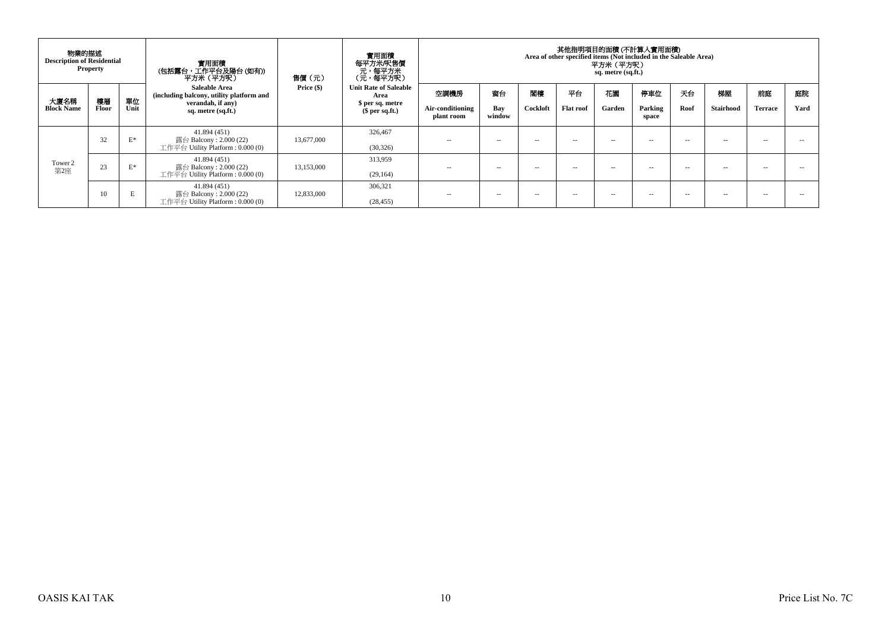| 物業的描述 Description of Residential Property | | | 實用面積 (包括露台，工作平台及陽台 (如有)) 平方米（平方呎） Saleable Area (including balcony, utility platform and verandah, if any) sq. metre (sq.ft.) | 售價（元） Price ($) | 實用面積 每平方米/呎售價 元，每平方米 （元，每平方呎） Unit Rate of Saleable Area $ per sq. metre ($ per sq.ft.) | 其他指明項目的面積 (不計算入實用面積) Area of other specified items (Not included in the Saleable Area) 平方米（平方呎） sq. metre (sq.ft.) | | | | | | | | | |
|---|---|---|---|---|---|---|---|---|---|---|---|---|---|---|---|
| 大廈名稱 Block Name | 樓層 Floor | 單位 Unit | | | | 空調機房 Air-conditioning plant room | 窗台 Bay window | 閣樓 Cockloft | 平台 Flat roof | 花園 Garden | 停車位 Parking space | 天台 Roof | 梯屋 Stairhood | 前庭 Terrace | 庭院 Yard |
| Tower 2 第2座 | 32 | E* | 41.894 (451) 露台 Balcony : 2.000 (22) 工作平台 Utility Platform : 0.000 (0) | 13,677,000 | 326,467 (30,326) | -- | -- | -- | -- | -- | -- | -- | -- | -- | -- |
| | 23 | E* | 41.894 (451) 露台 Balcony : 2.000 (22) 工作平台 Utility Platform : 0.000 (0) | 13,153,000 | 313,959 (29,164) | -- | -- | -- | -- | -- | -- | -- | -- | -- | -- |
| | 10 | E | 41.894 (451) 露台 Balcony : 2.000 (22) 工作平台 Utility Platform : 0.000 (0) | 12,833,000 | 306,321 (28,455) | -- | -- | -- | -- | -- | -- | -- | -- | -- | -- |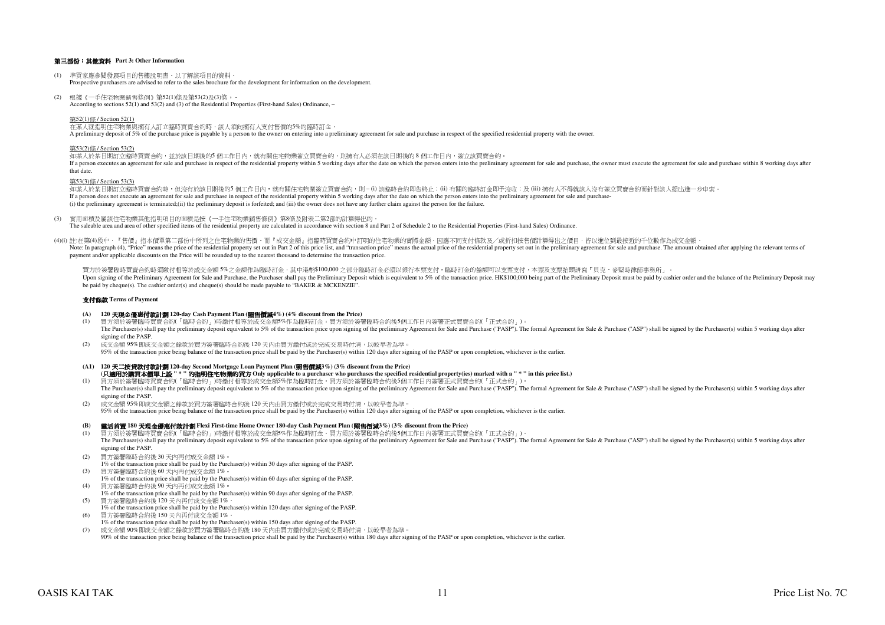## 第三部份：其他資料 Part 3: Other Information

(1) 準買家應參閱發展項目的售樓說明書，以了解該項目的資料。
Prospective purchasers are advised to refer to the sales brochure for the development for information on the development.

(2) 根據《一手住宅物業銷售條例》第52(1)條及第53(2)及(3)條，-
According to sections 52(1) and 53(2) and (3) of the Residential Properties (First-hand Sales) Ordinance, –

第52(1)條 / Section 52(1)
在某人就指明住宅物業與擁有人訂立臨時買賣合約時，該人須向擁有人支付售價的5%的臨時訂金。
A preliminary deposit of 5% of the purchase price is payable by a person to the owner on entering into a preliminary agreement for sale and purchase in respect of the specified residential property with the owner.

第53(2)條 / Section 53(2)
如某人於某日期訂立臨時買賣合約，並於該日期後的5 個工作日內，就有關住宅物業簽立買賣合約，則擁有人必須在該日期後的 8 個工作日內，簽立該買賣合約。
If a person executes an agreement for sale and purchase in respect of the residential property within 5 working days after the date on which the person enters into the preliminary agreement for sale and purchase, the owner must execute the agreement for sale and purchase within 8 working days after that date.

第53(3)條 / Section 53(3)
如某人於某日期訂立臨時買賣合約時，但沒有於該日期後的5 個工作日內，就有關住宅物業簽立買賣合約，則 – (i) 該臨時合約即告終止；(ii) 有關的臨時訂金即予沒收；及 (iii) 擁有人不得就該人沒有簽立買賣合約而針對該人提出進一步申索。
If a person does not execute an agreement for sale and purchase in respect of the residential property within 5 working days after the date on which the person enters into the preliminary agreement for sale and purchase-
(i) the preliminary agreement is terminated;(ii) the preliminary deposit is forfeited; and (iii) the owner does not have any further claim against the person for the failure.

(3) 實用面積及屬該住宅物業其他指明項目的面積是按《一手住宅物業銷售條例》第8條及附表二第2部的計算得出的。
The saleable area and area of other specified items of the residential property are calculated in accordance with section 8 and Part 2 of Schedule 2 to the Residential Properties (First-hand Sales) Ordinance.

(4)(i) 註:在第(4)段中，『售價』指本價單第二部份中所列之住宅物業的售價，而『成交金額』指臨時買賣合約中訂明的住宅物業的實際金額。因應不同支付條款及／或折扣按售價計算得出之價目，皆以進位到最接近的千位數作為成交金額。
Note: In paragraph (4), "Price" means the price of the residential property set out in Part 2 of this price list, and "transaction price" means the actual price of the residential property set out in the preliminary agreement for sale and purchase. The amount obtained after applying the relevant terms of payment and/or applicable discounts on the Price will be rounded up to the nearest thousand to determine the transaction price.

買方於簽署臨時買賣合約時須繳付相等於成交金額 5% 之金額作為臨時訂金，其中港幣$100,000 之部分臨時訂金必須以銀行本票支付，臨時訂金的餘額可以支票支付，本票及支票抬頭請寫「貝克．麥堅時律師事務所」。
Upon signing of the Preliminary Agreement for Sale and Purchase, the Purchaser shall pay the Preliminary Deposit which is equivalent to 5% of the transaction price. HK$100,000 being part of the Preliminary Deposit must be paid by cashier order and the balance of the Preliminary Deposit may be paid by cheque(s). The cashier order(s) and cheque(s) should be made payable to "BAKER & MCKENZIE".

### 支付條款 Terms of Payment

**(A) 120 天現金優惠付款計劃 120-day Cash Payment Plan (照售價減4%) (4% discount from the Price)**

(1) 買方須於簽署臨時買賣合約(「臨時合約」)時繳付相等於成交金額5%作為臨時訂金。買方須於簽署臨時合約後5個工作日內簽署正式買賣合約(「正式合約」)。
The Purchaser(s) shall pay the preliminary deposit equivalent to 5% of the transaction price upon signing of the preliminary Agreement for Sale and Purchase ("PASP"). The formal Agreement for Sale & Purchase ("ASP") shall be signed by the Purchaser(s) within 5 working days after signing of the PASP.

(2) 成交金額 95%即成交金額之餘款於買方簽署臨時合約後 120 天內由買方繳付或於完成交易時付清，以較早者為準。
95% of the transaction price being balance of the transaction price shall be paid by the Purchaser(s) within 120 days after signing of the PASP or upon completion, whichever is the earlier.

**(A1) 120 天二按貸款付款計劃 120-day Second Mortgage Loan Payment Plan (照售價減3%) (3% discount from the Price)**
**(只適用於購買本價單上設 " * " 的指明住宅物業的買方 Only applicable to a purchaser who purchases the specified residential property(ies) marked with a " * " in this price list.)**

(1) 買方須於簽署臨時買賣合約(「臨時合約」)時繳付相等於成交金額5%作為臨時訂金。買方須於簽署臨時合約後5個工作日內簽署正式買賣合約(「正式合約」)。
The Purchaser(s) shall pay the preliminary deposit equivalent to 5% of the transaction price upon signing of the preliminary Agreement for Sale and Purchase ("PASP"). The formal Agreement for Sale & Purchase ("ASP") shall be signed by the Purchaser(s) within 5 working days after signing of the PASP.

(2) 成交金額 95%即成交金額之餘款於買方簽署臨時合約後 120 天內由買方繳付或於完成交易時付清，以較早者為準。
95% of the transaction price being balance of the transaction price shall be paid by the Purchaser(s) within 120 days after signing of the PASP or upon completion, whichever is the earlier.

**(B) 靈活首置 180 天現金優惠付款計劃 Flexi First-time Home Owner 180-day Cash Payment Plan (照售價減3%) (3% discount from the Price)**

(1) 買方須於簽署臨時買賣合約(「臨時合約」)時繳付相等於成交金額5%作為臨時訂金。買方須於簽署臨時合約後5個工作日內簽署正式買賣合約(「正式合約」)。
The Purchaser(s) shall pay the preliminary deposit equivalent to 5% of the transaction price upon signing of the preliminary Agreement for Sale and Purchase ("PASP"). The formal Agreement for Sale & Purchase ("ASP") shall be signed by the Purchaser(s) within 5 working days after signing of the PASP.

(2) 買方簽署臨時合約後 30 天內再付成交金額 1%。
1% of the transaction price shall be paid by the Purchaser(s) within 30 days after signing of the PASP.

(3) 買方簽署臨時合約後 60 天內再付成交金額 1%。
1% of the transaction price shall be paid by the Purchaser(s) within 60 days after signing of the PASP.

(4) 買方簽署臨時合約後 90 天內再付成交金額 1%。
1% of the transaction price shall be paid by the Purchaser(s) within 90 days after signing of the PASP.

(5) 買方簽署臨時合約後 120 天內再付成交金額 1%。
1% of the transaction price shall be paid by the Purchaser(s) within 120 days after signing of the PASP.

(6) 買方簽署臨時合約後 150 天內再付成交金額 1%。
1% of the transaction price shall be paid by the Purchaser(s) within 150 days after signing of the PASP.

(7) 成交金額 90%即成交金額之餘款於買方簽署臨時合約後 180 天內由買方繳付或於完成交易時付清，以較早者為準。
90% of the transaction price being balance of the transaction price shall be paid by the Purchaser(s) within 180 days after signing of the PASP or upon completion, whichever is the earlier.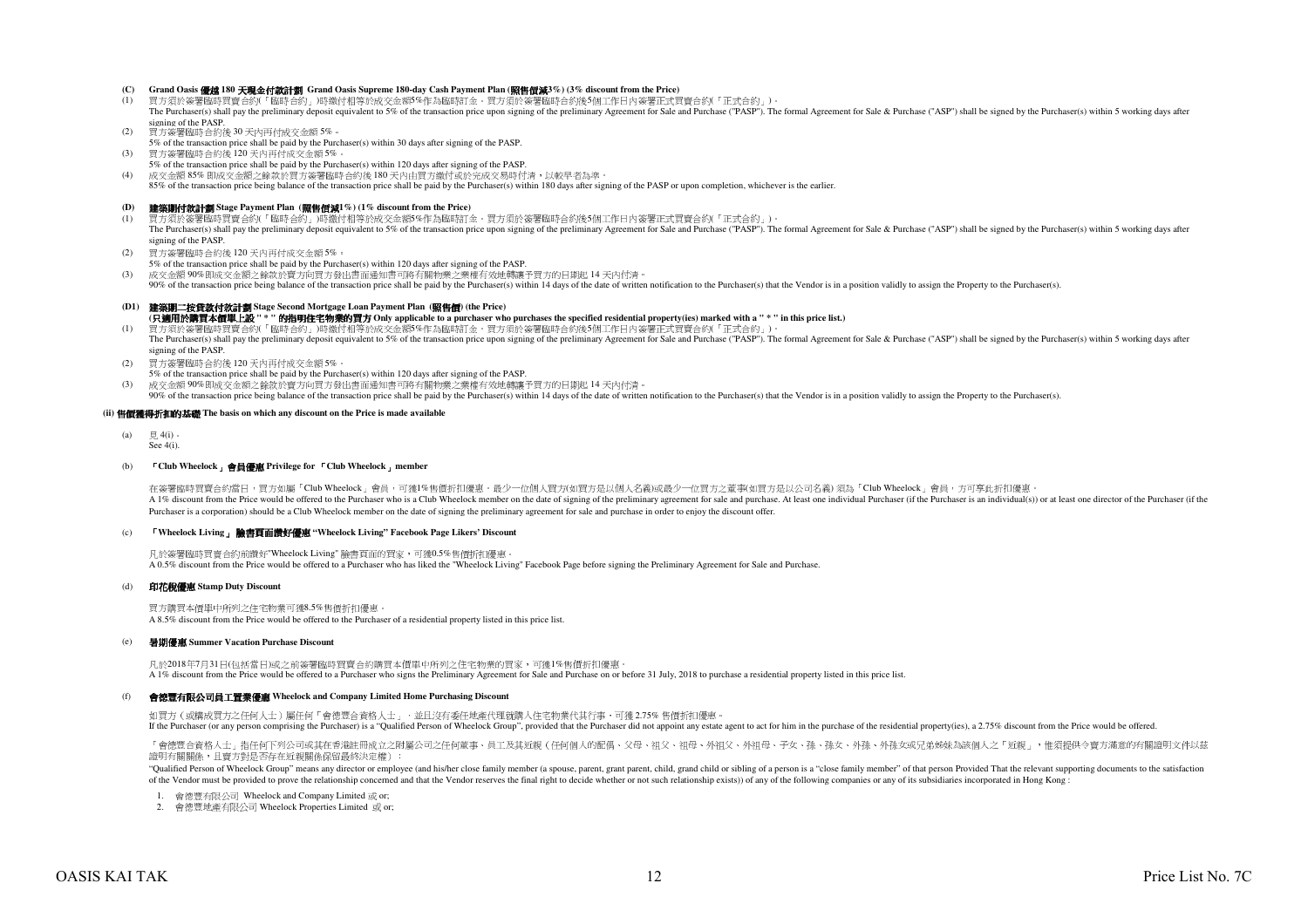**(C) Grand Oasis 優越 180 天現金付款計劃 Grand Oasis Supreme 180-day Cash Payment Plan (照售價減3%) (3% discount from the Price)**

(1) 買方須於簽署臨時買賣合約(「臨時合約」)時繳付相等於成交金額5%作為臨時訂金。買方須於簽署臨時合約後5個工作日內簽署正式買賣合約(「正式合約」)。
The Purchaser(s) shall pay the preliminary deposit equivalent to 5% of the transaction price upon signing of the preliminary Agreement for Sale and Purchase ("PASP"). The formal Agreement for Sale & Purchase ("ASP") shall be signed by the Purchaser(s) within 5 working days after signing of the PASP.

(2) 買方簽署臨時合約後 30 天內再付成交金額 5%。
5% of the transaction price shall be paid by the Purchaser(s) within 30 days after signing of the PASP.

(3) 買方簽署臨時合約後 120 天內再付成交金額 5%。
5% of the transaction price shall be paid by the Purchaser(s) within 120 days after signing of the PASP.

(4) 成交金額 85% 即成交金額之餘款於買方簽署臨時合約後 180 天內由買方繳付或於完成交易時付清，以較早者為準。
85% of the transaction price being balance of the transaction price shall be paid by the Purchaser(s) within 180 days after signing of the PASP or upon completion, whichever is the earlier.

**(D) 建築期付款計劃 Stage Payment Plan (照售價減1%) (1% discount from the Price)**

(1) 買方須於簽署臨時買賣合約(「臨時合約」)時繳付相等於成交金額5%作為臨時訂金。買方須於簽署臨時合約後5個工作日內簽署正式買賣合約(「正式合約」)。
The Purchaser(s) shall pay the preliminary deposit equivalent to 5% of the transaction price upon signing of the preliminary Agreement for Sale and Purchase ("PASP"). The formal Agreement for Sale & Purchase ("ASP") shall be signed by the Purchaser(s) within 5 working days after signing of the PASP.

(2) 買方簽署臨時合約後 120 天內再付成交金額 5%。
5% of the transaction price shall be paid by the Purchaser(s) within 120 days after signing of the PASP.

(3) 成交金額 90%即成交金額之餘款於賣方向買方發出書面通知書可將有關物業之業權有效地轉讓予買方的日期起 14 天內付清。
90% of the transaction price being balance of the transaction price shall be paid by the Purchaser(s) within 14 days of the date of written notification to the Purchaser(s) that the Vendor is in a position validly to assign the Property to the Purchaser(s).

**(D1) 建築期二按貸款付款計劃 Stage Second Mortgage Loan Payment Plan (照售價) (the Price)**
**(只適用於購買本價單上設 " * " 的指明住宅物業的買方 Only applicable to a purchaser who purchases the specified residential property(ies) marked with a " * " in this price list.)**

(1) 買方須於簽署臨時買賣合約(「臨時合約」)時繳付相等於成交金額5%作為臨時訂金。買方須於簽署臨時合約後5個工作日內簽署正式買賣合約(「正式合約」)。
The Purchaser(s) shall pay the preliminary deposit equivalent to 5% of the transaction price upon signing of the preliminary Agreement for Sale and Purchase ("PASP"). The formal Agreement for Sale & Purchase ("ASP") shall be signed by the Purchaser(s) within 5 working days after signing of the PASP.

(2) 買方簽署臨時合約後 120 天內再付成交金額 5%。
5% of the transaction price shall be paid by the Purchaser(s) within 120 days after signing of the PASP.

(3) 成交金額 90%即成交金額之餘款於賣方向買方發出書面通知書可將有關物業之業權有效地轉讓予買方的日期起 14 天內付清。
90% of the transaction price being balance of the transaction price shall be paid by the Purchaser(s) within 14 days of the date of written notification to the Purchaser(s) that the Vendor is in a position validly to assign the Property to the Purchaser(s).

**(ii) 售價獲得折扣的基礎 The basis on which any discount on the Price is made available**

(a) 見 4(i)。
See 4(i).

(b) **「Club Wheelock」會員優惠 Privilege for 「Club Wheelock」member**

在簽署臨時買賣合約當日，買方如屬「Club Wheelock」會員，可獲1%售價折扣優惠。最少一位個人買方(如買方是以個人名義)或最少一位買方之董事(如買方是以公司名義) 須為「Club Wheelock」會員，方可享此折扣優惠。
A 1% discount from the Price would be offered to the Purchaser who is a Club Wheelock member on the date of signing of the preliminary agreement for sale and purchase. At least one individual Purchaser (if the Purchaser is an individual(s)) or at least one director of the Purchaser (if the Purchaser is a corporation) should be a Club Wheelock member on the date of signing the preliminary agreement for sale and purchase in order to enjoy the discount offer.

(c) **「Wheelock Living」臉書頁面讚好優惠 "Wheelock Living" Facebook Page Likers' Discount**

凡於簽署臨時買賣合約前讚好"Wheelock Living" 臉書頁面的買家，可獲0.5%售價折扣優惠。
A 0.5% discount from the Price would be offered to a Purchaser who has liked the "Wheelock Living" Facebook Page before signing the Preliminary Agreement for Sale and Purchase.

(d) **印花稅優惠 Stamp Duty Discount**

買方購買本價單中所列之住宅物業可獲8.5%售價折扣優惠。
A 8.5% discount from the Price would be offered to the Purchaser of a residential property listed in this price list.

(e) **暑期優惠 Summer Vacation Purchase Discount**

凡於2018年7月31日(包括當日)或之前簽署臨時買賣合約購買本價單中所列之住宅物業的買家，可獲1%售價折扣優惠。
A 1% discount from the Price would be offered to a Purchaser who signs the Preliminary Agreement for Sale and Purchase on or before 31 July, 2018 to purchase a residential property listed in this price list.

(f) **會德豐有限公司員工置業優惠 Wheelock and Company Limited Home Purchasing Discount**

如買方（或構成買方之任何人士）屬任何「會德豐合資格人士」，並且沒有委任地產代理就購入住宅物業代其行事，可獲 2.75% 售價折扣優惠。
If the Purchaser (or any person comprising the Purchaser) is a "Qualified Person of Wheelock Group", provided that the Purchaser did not appoint any estate agent to act for him in the purchase of the residential property(ies), a 2.75% discount from the Price would be offered.

「會德豐合資格人士」指任何下列公司或其在香港註冊成立之附屬公司之任何董事、員工及其近親（任何個人的配偶、父母、祖父、祖母、外祖父、外祖母、子女、孫、孫女、外孫、外孫女或兄弟姊妹為該個人之「近親」，惟須提供令賣方滿意的有關證明文件以茲證明有關關係，且賣方對是否存在近親關係保留最終決定權）：
"Qualified Person of Wheelock Group" means any director or employee (and his/her close family member (a spouse, parent, grant parent, child, grand child or sibling of a person is a "close family member" of that person Provided That the relevant supporting documents to the satisfaction of the Vendor must be provided to prove the relationship concerned and that the Vendor reserves the final right to decide whether or not such relationship exists)) of any of the following companies or any of its subsidiaries incorporated in Hong Kong :

1. 會德豐有限公司 Wheelock and Company Limited 或 or;
2. 會德豐地產有限公司 Wheelock Properties Limited 或 or;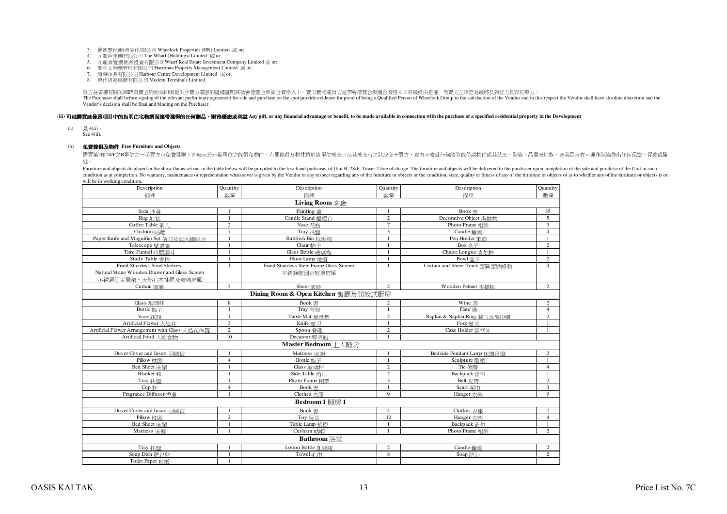3. 會德豐地產(香港)有限公司 Wheelock Properties (HK) Limited 或 or;
4. 九龍倉集團有限公司 The Wharf (Holdings) Limited 或 or;
5. 九龍倉置業地產投資有限公司Wharf Real Estate Investment Company Limited 或 or;
6. 夏利文物業管理有限公司 Harriman Property Management Limited 或 or;
7. 海港企業有限公司 Harbour Centre Development Limited 或 or;
8. 現代貨箱碼頭有限公司 Modern Terminals Limited.

買方在簽署有關的臨時買賣合約前須即場提供令賣方滿意的證據証明其為會德豐合集團合資格人士，賣方就相關買方是否會德豐合集團合資格人士有最終決定權，而賣方之決定為最終及對買方具有約束力。
The Purchaser shall before signing of the relevant preliminary agreement for sale and purchase on the spot provide evidence for proof of being a Qualified Person of Wheelock Group to the satisfaction of the Vendor and in this respect the Vendor shall have absolute discretion and the Vendor's decision shall be final and binding on the Purchaser.

**(iii) 可就購買該發展項目中的指明住宅物業而連帶獲得的任何贈品、財務優惠或利益 Any gift, or any financial advantage or benefit, to be made available in connection with the purchase of a specified residential property in the Development**

(a) 見 4(ii)。
See 4(ii).

(b) **免費傢俱及物件 Free Furniture and Objects**

購買第2座28/F之B單位之一手買方可免費獲贈下列展示於示範單位之傢俱和物件。有關傢俱及物件將於該單位成交日以其成交時之狀況交予買方，賣方不會就任何該等傢俱或物件或其狀況、狀態、品質及性能，及其是否在可運作狀態作出任何保證、保養或陳述。

Furniture and objects displayed in the show flat as set out in the table below will be provided to the first hand purhcaser of Unit B, 28/F, Tower 2 free of charge. The furniture and objects will be delivered to the purchaser upon completion of the sale and purchase of the Unit in such condition as at completion. No warranty, maintenance or representation whatsoever is given by the Vendor in any respect regarding any of the furniture or objects or the condition, state, quality or fitness of any of the furniture or objects or as to whether any of the furniture or objects is or will be in working condition.

| Description 描述 | Quantity 數量 | Description 描述 | Quantity 數量 | Description 描述 | Quantity 數量 |
|---|---|---|---|---|---|
| **Living Room 客廳** | | | | | |
| Sofa 沙發 | 1 | Painting 畫 | 1 | Book 書 | 35 |
| Rug 地毯 | 1 | Candle Stand 蠟燭台 | 2 | Decorative Object 裝飾物 | 5 |
| Coffee Table 茶几 | 2 | Vase 花瓶 | 7 | Photo Frame 相架 | 3 |
| Cushion 咕𠱸 | 7 | Tray 托盤 | 3 | Candle 蠟燭 | 4 |
| Paper Knife and Magnifier Set 信刀及放大鏡組合 | 1 | Rubbish Bin 垃圾桶 | 1 | Pen Holder 筆筒 | 1 |
| Telescope 望遠鏡 | 1 | Chair 椅子 | 1 | Box 盒子 | 2 |
| Time Funnel 時間漏斗 | 1 | Glass Bottle 玻璃瓶 | 1 | Chaise Longue 貴妃椅 | 1 |
| Study Table 書枱 | 1 | Floor Lamp 地燈 | 1 | Bowl 盆子 | 2 |
| Fixed Stainless Steel Shelves, Natural Stone Wooden Drawer and Glass Screen 不銹鋼固定層架、天然石木抽屜及玻璃屏風 | 1 | Fixed Stainless Steel Frame Glass Screen 不銹鋼框固定玻璃屏風 | 1 | Curtain and Sheer Track 窗簾窗紗路軌 | 4 |
| Curtain 窗簾 | 3 | Sheer 窗紗 | 2 | Wooden Pelmet 木摺板 | 2 |
| **Dining Room & Open Kitchen 飯廳及開放式廚房** | | | | | |
| Glass 玻璃杯 | 8 | Book 書 | 2 | Wine 酒 | 2 |
| Bottle 瓶子 | 1 | Tray 托盤 | 1 | Plate 碟 | 4 |
| Vase 花瓶 | 1 | Table Mat 餐桌墊 | 2 | Napkin & Napkin Ring 餐巾及餐巾環 | 2 |
| Artificial Flower 人造花 | 3 | Knife 餐刀 | 1 | Fork 餐叉 | 1 |
| Artificial Flower Arrangement with Glass 人造花佈置 | 2 | Spoon 餐匙 | 2 | Cake Holder 蛋糕架 | 1 |
| Artificial Food 人造食物 | 10 | Decanter 醒酒瓶 | 1 | | |
| **Master Bedroom 主人睡房** | | | | | |
| Duvet Cover and Insert 羽絨被 | 1 | Mattress 床褥 | 1 | Bedside Pendant Lamp 床邊吊燈 | 2 |
| Pillow 枕頭 | 4 | Bottle 瓶子 | 1 | Sculpture 雕塑 | 1 |
| Bed Sheet 床單 | 1 | Glass 玻璃杯 | 2 | Tie 領帶 | 4 |
| Blanket 毯 | 1 | Side Table 角几 | 2 | Backpack 背包 | 1 |
| Tray 托盤 | 1 | Photo Frame 相架 | 3 | Belt 皮帶 | 2 |
| Cup 杯 | 4 | Book 書 | 1 | Scarf 圍巾 | 3 |
| Fragrance Diffuser 香薰 | 1 | Clothes 衣服 | 9 | Hanger 衣架 | 9 |
| **Bedroom 1 睡房 1** | | | | | |
| Duvet Cover and Insert 羽絨被 | 1 | Book 書 | 4 | Clothes 衣服 | 7 |
| Pillow 枕頭 | 2 | Toy 玩具 | 12 | Hanger 衣架 | 4 |
| Bed Sheet 床單 | 1 | Table Lamp 枱燈 | 1 | Backpack 背包 | 1 |
| Mattress 床褥 | 1 | Cushion 咕𠱸 | 1 | Photo Frame 相架 | 2 |
| **Bathroom 浴室** | | | | | |
| Tray 托盤 | 1 | Lotion Bottle 乳液瓶 | 2 | Candle 蠟燭 | 2 |
| Soap Dish 肥皂盤 | 1 | Towel 毛巾 | 8 | Soap 肥皂 | 2 |
| Toilet Paper 廁紙 | 1 | | | | |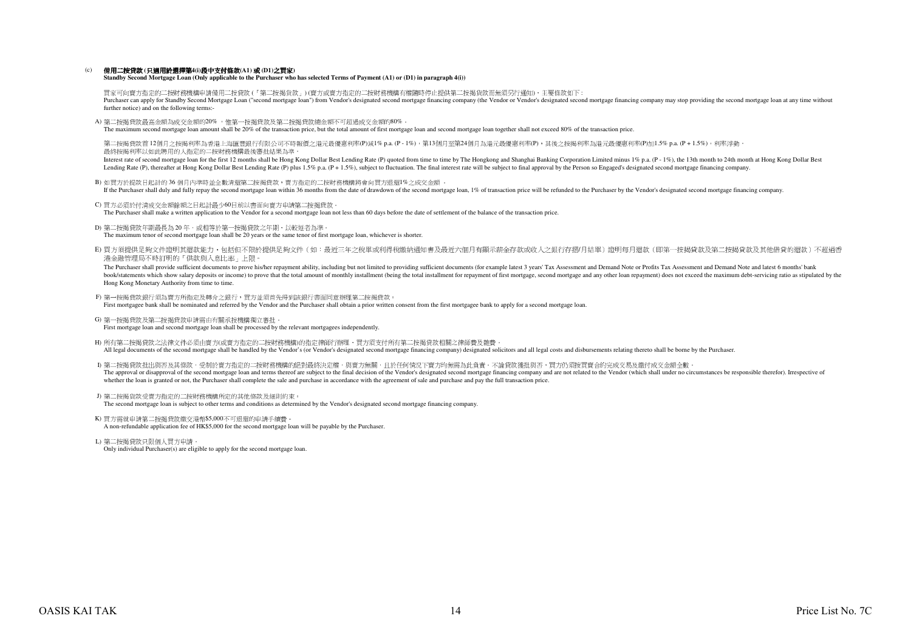(c) **備用二按貸款 (只適用於選擇第4(i)段中支付條款(A1) 或 (D1)之買家)**
**Standby Second Mortgage Loan (Only applicable to the Purchaser who has selected Terms of Payment (A1) or (D1) in paragraph 4(i))**

買家可向賣方指定的二按財務機構申請備用二按貸款 (「第二按揭貸款」) (賣方或賣方指定的二按財務機構有權隨時停止提供第二按揭貸款而無須另行通知)，主要條款如下：
Purchaser can apply for Standby Second Mortgage Loan ("second mortgage loan") from Vendor's designated second mortgage financing company (the Vendor or Vendor's designated second mortgage financing company may stop providing the second mortgage loan at any time without further notice) and on the following terms:-

A) 第二按揭貸款最高金額為成交金額的20% ，惟第一按揭貸款及第二按揭貸款總金額不可超過成交金額的80%。
The maximum second mortgage loan amount shall be 20% of the transaction price, but the total amount of first mortgage loan and second mortgage loan together shall not exceed 80% of the transaction price.

第二按揭貸款首 12個月之按揭利率為香港上海滙豐銀行有限公司不時報價之港元最優惠利率(P)減1% p.a. (P - 1%)，第13個月至第24個月為港元最優惠利率(P)，其後之按揭利率為港元最優惠利率(P)加1.5% p.a. (P + 1.5%)，利率浮動。最終按揭利率以如此聘用的人指定的二按財務機構最後審批結果為準。
Interest rate of second mortgage loan for the first 12 months shall be Hong Kong Dollar Best Lending Rate (P) quoted from time to time by The Hongkong and Shanghai Banking Corporation Limited minus 1% p.a. (P - 1%), the 13th month to 24th month at Hong Kong Dollar Best Lending Rate (P), thereafter at Hong Kong Dollar Best Lending Rate (P) plus 1.5% p.a. (P + 1.5%), subject to fluctuation. The final interest rate will be subject to final approval by the Person so Engaged's designated second mortgage financing company.

B) 如買方於提款日起計的 36 個月內準時並全數清還第二按揭貸款，賣方指定的二按財務機構將會向買方退還1%之成交金額 。
If the Purchaser shall duly and fully repay the second mortgage loan within 36 months from the date of drawdown of the second mortgage loan, 1% of transaction price will be refunded to the Purchaser by the Vendor's designated second mortgage financing company.

C) 買方必須於付清成交金額餘額之日起計最少60日前以書面向賣方申請第二按揭貸款。
The Purchaser shall make a written application to the Vendor for a second mortgage loan not less than 60 days before the date of settlement of the balance of the transaction price.

D) 第二按揭貸款年期最長為 20 年，或相等於第一按揭貸款之年期，以較短者為準。
The maximum tenor of second mortgage loan shall be 20 years or the same tenor of first mortgage loan, whichever is shorter.

E) 買方須提供足夠文件證明其還款能力，包括但不限於提供足夠文件（如：最近三年之稅單或利得稅繳納通知書及最近六個月有顯示薪金存款或收入之銀行存摺/月結單）證明每月還款（即第一按揭貸款及第二按揭貸款及其他借貸的還款）不超過香港金融管理局不時訂明的「供款與入息比率」上限。
The Purchaser shall provide sufficient documents to prove his/her repayment ability, including but not limited to providing sufficient documents (for example latest 3 years' Tax Assessment and Demand Note or Profits Tax Assessment and Demand Note and latest 6 months' bank book/statements which show salary deposits or income) to prove that the total amount of monthly installment (being the total installment for repayment of first mortgage, second mortgage and any other loan repayment) does not exceed the maximum debt-servicing ratio as stipulated by the Hong Kong Monetary Authority from time to time.

F) 第一按揭貸款銀行須為賣方所指定及轉介之銀行，買方並須首先得到該銀行書面同意辦理第二按揭貸款。
First mortgagee bank shall be nominated and referred by the Vendor and the Purchaser shall obtain a prior written consent from the first mortgagee bank to apply for a second mortgage loan.

G) 第一按揭貸款及第二按揭貸款申請需由有關承按機構獨立審批。
First mortgage loan and second mortgage loan shall be processed by the relevant mortgagees independently.

H) 所有第二按揭貸款之法律文件必須由賣方(或賣方指定的二按財務機構)的指定律師行辦理，買方須支付所有第二按揭貸款相關之律師費及雜費。
All legal documents of the second mortgage shall be handled by the Vendor's (or Vendor's designated second mortgage financing company) designated solicitors and all legal costs and disbursements relating thereto shall be borne by the Purchaser.

I) 第二按揭貸款批出與否及其條款，受制於賣方指定的二按財務機構的絕對最終決定權，與賣方無關，且於任何情況下賣方均無需為此負責。不論貸款獲批與否，買方仍須按買賣合約完成交易及繳付成交金額全數。
The approval or disapproval of the second mortgage loan and terms thereof are subject to the final decision of the Vendor's designated second mortgage financing company and are not related to the Vendor (which shall under no circumstances be responsible therefor). Irrespective of whether the loan is granted or not, the Purchaser shall complete the sale and purchase in accordance with the agreement of sale and purchase and pay the full transaction price.

J) 第二按揭貸款受賣方指定的二按財務機構所定的其他條款及細則約束。
The second mortgage loan is subject to other terms and conditions as determined by the Vendor's designated second mortgage financing company.

K) 買方需就申請第二按揭貸款繳交港幣$5,000不可退還的申請手續費。
A non-refundable application fee of HK$5,000 for the second mortgage loan will be payable by the Purchaser.

L) 第二按揭貸款只限個人買方申請。
Only individual Purchaser(s) are eligible to apply for the second mortgage loan.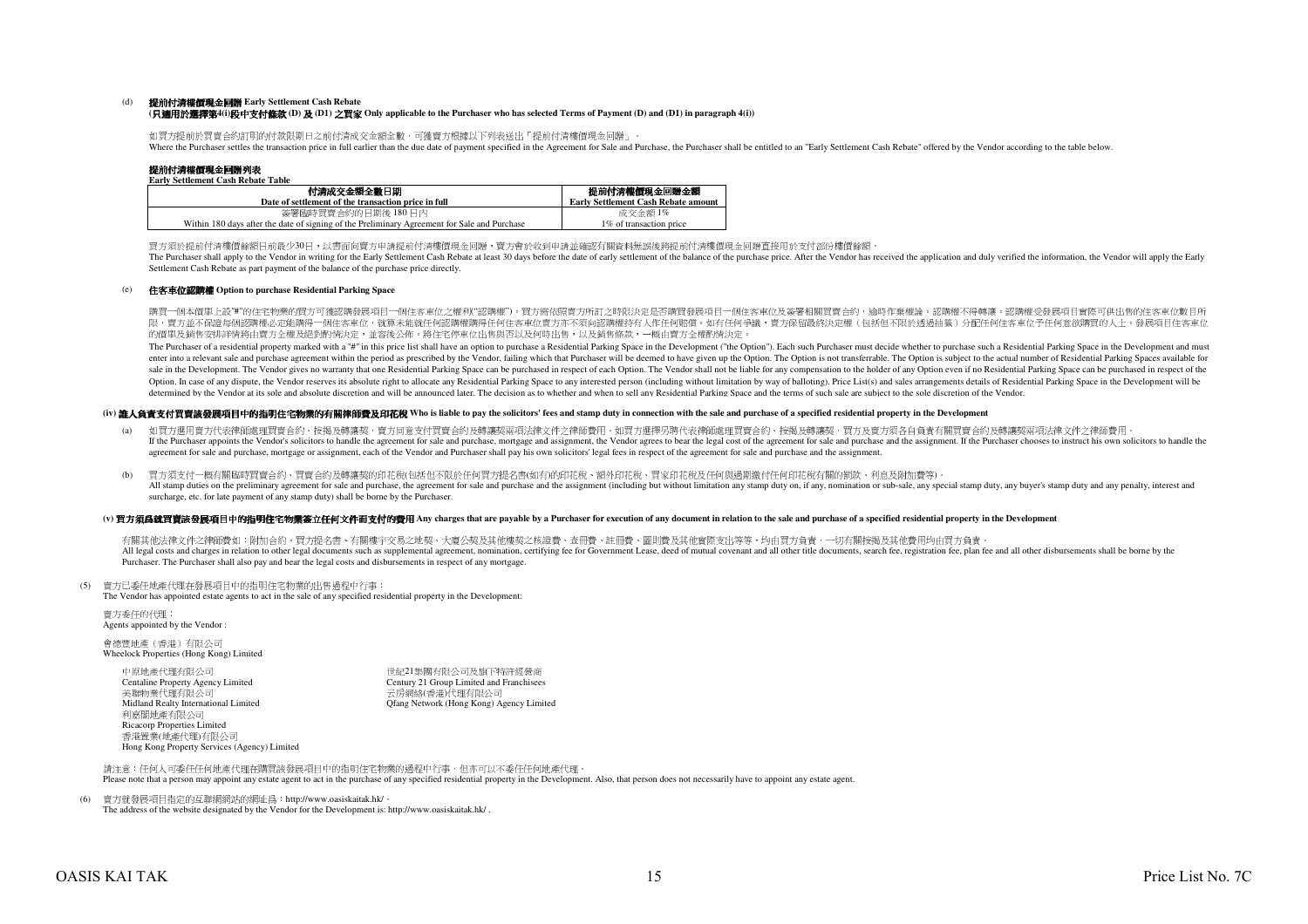(d) **提前付清樓價現金回贈 Early Settlement Cash Rebate**
**(只適用於選擇第4(i)段中支付條款 (D) 及 (D1) 之買家 Only applicable to the Purchaser who has selected Terms of Payment (D) and (D1) in paragraph 4(i))**

如買方提前於買賣合約訂明的付款限期日之前付清成交金額全數，可獲賣方根據以下列表送出「提前付清樓價現金回贈」。
Where the Purchaser settles the transaction price in full earlier than the due date of payment specified in the Agreement for Sale and Purchase, the Purchaser shall be entitled to an "Early Settlement Cash Rebate" offered by the Vendor according to the table below.

**提前付清樓價現金回贈列表**
**Early Settlement Cash Rebate Table**

| 付清成交金額全數日期<br>Date of settlement of the transaction price in full | 提前付清樓價現金回贈金額<br>Early Settlement Cash Rebate amount |
|---|---|
| 簽署臨時買賣合約的日期後 180 日內<br>Within 180 days after the date of signing of the Preliminary Agreement for Sale and Purchase | 成交金額 1%<br>1% of transaction price |

買方須於提前付清樓價餘額日前最少30日，以書面向賣方申請提前付清樓價現金回贈，賣方會於收到申請並確認有關資料無誤後將提前付清樓價現金回贈直接用於支付部份樓價餘額。
The Purchaser shall apply to the Vendor in writing for the Early Settlement Cash Rebate at least 30 days before the date of early settlement of the balance of the purchase price. After the Vendor has received the application and duly verified the information, the Vendor will apply the Early Settlement Cash Rebate as part payment of the balance of the purchase price directly.

(e) **住客車位認購權 Option to purchase Residential Parking Space**

購買一個本價單上設"#"的住宅物業的買方可獲認購發展項目一個住客車位之權利("認購權")。買方需依照賣方所訂之時限決定是否購買發展項目一個住客車位及簽署相關買賣合約，逾時作棄權論。認購權不得轉讓。認購權受發展項目實際可供出售的住客車位數目所限，賣方並不保證每個認購權必定能購得一個住客車位，就算未能就任何認購權購得任何住客車位賣方亦不須向認購權持有人作任何賠償。如有任何爭議，賣方保留最終決定權（包括但不限於透過抽籤）分配任何住客車位予任何意欲購買的人士。發展項目住客車位的價單及銷售安排詳情將由賣方全權及絕對酌情決定，並容後公佈。將住宅停車位出售與否以及何時出售，以及銷售條款，一概由賣方全權酌情決定。

The Purchaser of a residential property marked with a "#" in this price list shall have an option to purchase a Residential Parking Space in the Development ("the Option"). Each such Purchaser must decide whether to purchase such a Residential Parking Space in the Development and must enter into a relevant sale and purchase agreement within the period as prescribed by the Vendor, failing which that Purchaser will be deemed to have given up the Option. The Option is not transferrable. The Option is subject to the actual number of Residential Parking Spaces available for sale in the Development. The Vendor gives no warranty that one Residential Parking Space can be purchased in respect of each Option. The Vendor shall not be liable for any compensation to the holder of any Option even if no Residential Parking Space can be purchased in respect of the Option. In case of any dispute, the Vendor reserves its absolute right to allocate any Residential Parking Space to any interested person (including without limitation by way of balloting). Price List(s) and sales arrangements details of Residential Parking Space in the Development will be determined by the Vendor at its sole and absolute discretion and will be announced later. The decision as to whether and when to sell any Residential Parking Space and the terms of such sale are subject to the sole discretion of the Vendor.

### (iv) 誰人負責支付買賣該發展項目中的指明住宅物業的有關律師費及印花稅 Who is liable to pay the solicitors' fees and stamp duty in connection with the sale and purchase of a specified residential property in the Development

(a) 如買方選用賣方代表律師處理買賣合約、按揭及轉讓契，賣方同意支付買賣合約及轉讓契兩項法律文件之律師費用。如買方選擇另聘代表律師處理買賣合約、按揭及轉讓契，買方及賣方須各自負責有關買賣合約及轉讓契兩項法律文件之律師費用。
If the Purchaser appoints the Vendor's solicitors to handle the agreement for sale and purchase, mortgage and assignment, the Vendor agrees to bear the legal cost of the agreement for sale and purchase and the assignment. If the Purchaser chooses to instruct his own solicitors to handle the agreement for sale and purchase, mortgage or assignment, each of the Vendor and Purchaser shall pay his own solicitors' legal fees in respect of the agreement for sale and purchase and the assignment.

(b) 買方須支付一概有關臨時買賣合約、買賣合約及轉讓契的印花稅(包括但不限於任何買方提名書(如有)的印花稅、額外印花稅、買家印花稅及任何與過期繳付任何印花稅有關的罰款、利息及附加費等)。
All stamp duties on the preliminary agreement for sale and purchase, the agreement for sale and purchase and the assignment (including but without limitation any stamp duty on, if any, nomination or sub-sale, any special stamp duty, any buyer's stamp duty and any penalty, interest and surcharge, etc. for late payment of any stamp duty) shall be borne by the Purchaser.

### (v) 買方須爲就買賣該發展項目中的指明住宅物業簽立任何文件而支付的費用 Any charges that are payable by a Purchaser for execution of any document in relation to the sale and purchase of a specified residential property in the Development

有關其他法律文件之律師費如：附加合約、買方提名書、有關樓宇交易之地契、大廈公契及其他樓契之核證費、查冊費、註冊費、圖則費及其他實際支出等等，均由買方負責，一切有關按揭及其他費用均由買方負責。
All legal costs and charges in relation to other legal documents such as supplemental agreement, nomination, certifying fee for Government Lease, deed of mutual covenant and all other title documents, search fee, registration fee, plan fee and all other disbursements shall be borne by the Purchaser. The Purchaser shall also pay and bear the legal costs and disbursements in respect of any mortgage.

(5) 賣方已委任地產代理在發展項目中的指明住宅物業的出售過程中行事：
The Vendor has appointed estate agents to act in the sale of any specified residential property in the Development:

賣方委任的代理：
Agents appointed by the Vendor :

會德豐地產（香港）有限公司
Wheelock Properties (Hong Kong) Limited

中原地產代理有限公司
Centaline Property Agency Limited
美聯物業代理有限公司
Midland Realty International Limited
利嘉閣地產有限公司
Ricacorp Properties Limited
香港置業(地產代理)有限公司
Hong Kong Property Services (Agency) Limited
世紀21集團有限公司及旗下特許經營商
Century 21 Group Limited and Franchisees
云房網絡(香港)代理有限公司
Qfang Network (Hong Kong) Agency Limited

請注意：任何人可委任任何地產代理在購買該發展項目中的指明住宅物業的過程中行事，但亦可以不委任任何地產代理。
Please note that a person may appoint any estate agent to act in the purchase of any specified residential property in the Development. Also, that person does not necessarily have to appoint any estate agent.

(6) 賣方就發展項目指定的互聯網網站的網址爲：http://www.oasiskaitak.hk/。
The address of the website designated by the Vendor for the Development is: http://www.oasiskaitak.hk/ .